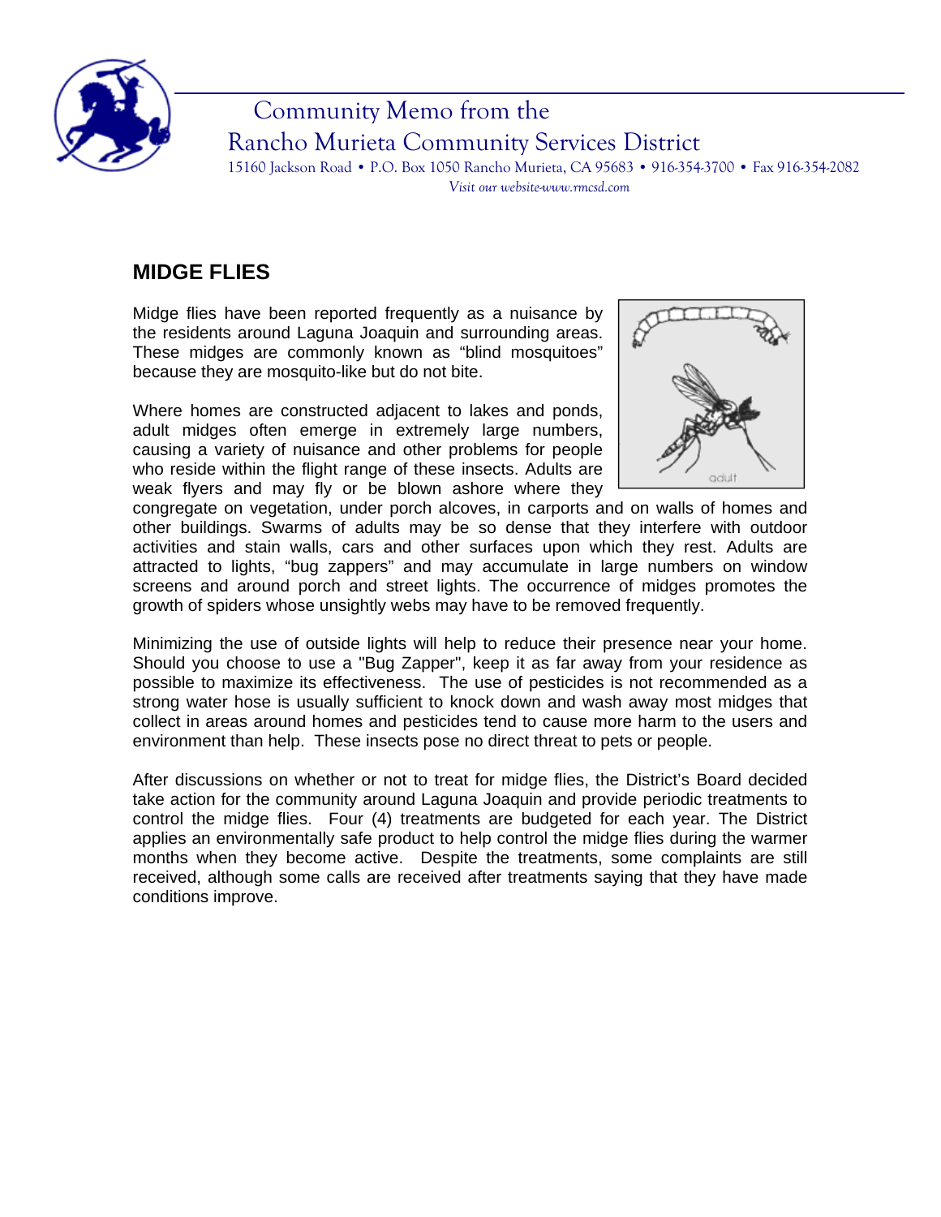Community Memo from the
Rancho Murieta Community Services District

15160 Jackson Road • P.O. Box 1050 Rancho Murieta, CA 95683 • 916-354-3700 • Fax 916-354-2082

*Visit our website-www.rmcsd.com*

## MIDGE FLIES

Midge flies have been reported frequently as a nuisance by the residents around Laguna Joaquin and surrounding areas. These midges are commonly known as "blind mosquitoes" because they are mosquito-like but do not bite.

Where homes are constructed adjacent to lakes and ponds, adult midges often emerge in extremely large numbers, causing a variety of nuisance and other problems for people who reside within the flight range of these insects. Adults are weak flyers and may fly or be blown ashore where they congregate on vegetation, under porch alcoves, in carports and on walls of homes and other buildings. Swarms of adults may be so dense that they interfere with outdoor activities and stain walls, cars and other surfaces upon which they rest. Adults are attracted to lights, "bug zappers" and may accumulate in large numbers on window screens and around porch and street lights. The occurrence of midges promotes the growth of spiders whose unsightly webs may have to be removed frequently.

Minimizing the use of outside lights will help to reduce their presence near your home. Should you choose to use a "Bug Zapper", keep it as far away from your residence as possible to maximize its effectiveness. The use of pesticides is not recommended as a strong water hose is usually sufficient to knock down and wash away most midges that collect in areas around homes and pesticides tend to cause more harm to the users and environment than help. These insects pose no direct threat to pets or people.

After discussions on whether or not to treat for midge flies, the District's Board decided take action for the community around Laguna Joaquin and provide periodic treatments to control the midge flies. Four (4) treatments are budgeted for each year. The District applies an environmentally safe product to help control the midge flies during the warmer months when they become active. Despite the treatments, some complaints are still received, although some calls are received after treatments saying that they have made conditions improve.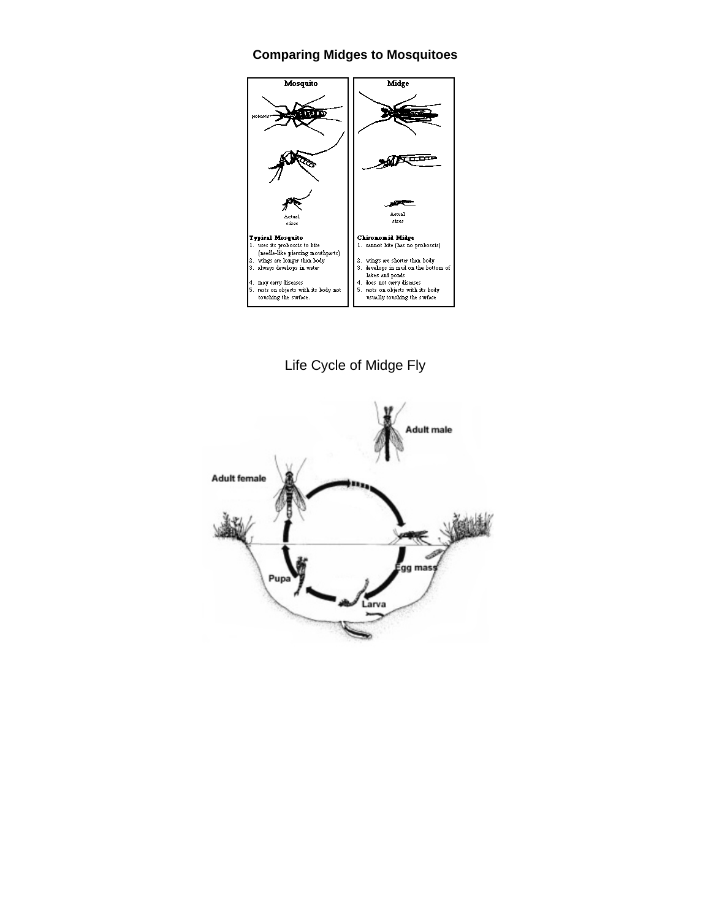## Comparing Midges to Mosquitoes

Mosquito

proboscis

Actual sizes

**Typical Mosquito**

1. uses its proboscis to bite (needle-like piercing mouthparts)
2. wings are longer than body
3. always develops in water
4. may carry diseases
5. rests on objects with its body not touching the surface.

Midge

Actual sizes

**Chironomid Midge**

1. cannot bite (has no proboscis)
2. wings are shorter than body
3. develops in mud on the bottom of lakes and ponds
4. does not carry diseases
5. rests on objects with its body usually touching the surface

## Life Cycle of Midge Fly

Adult male

Adult female

Egg mass

Pupa

Larva